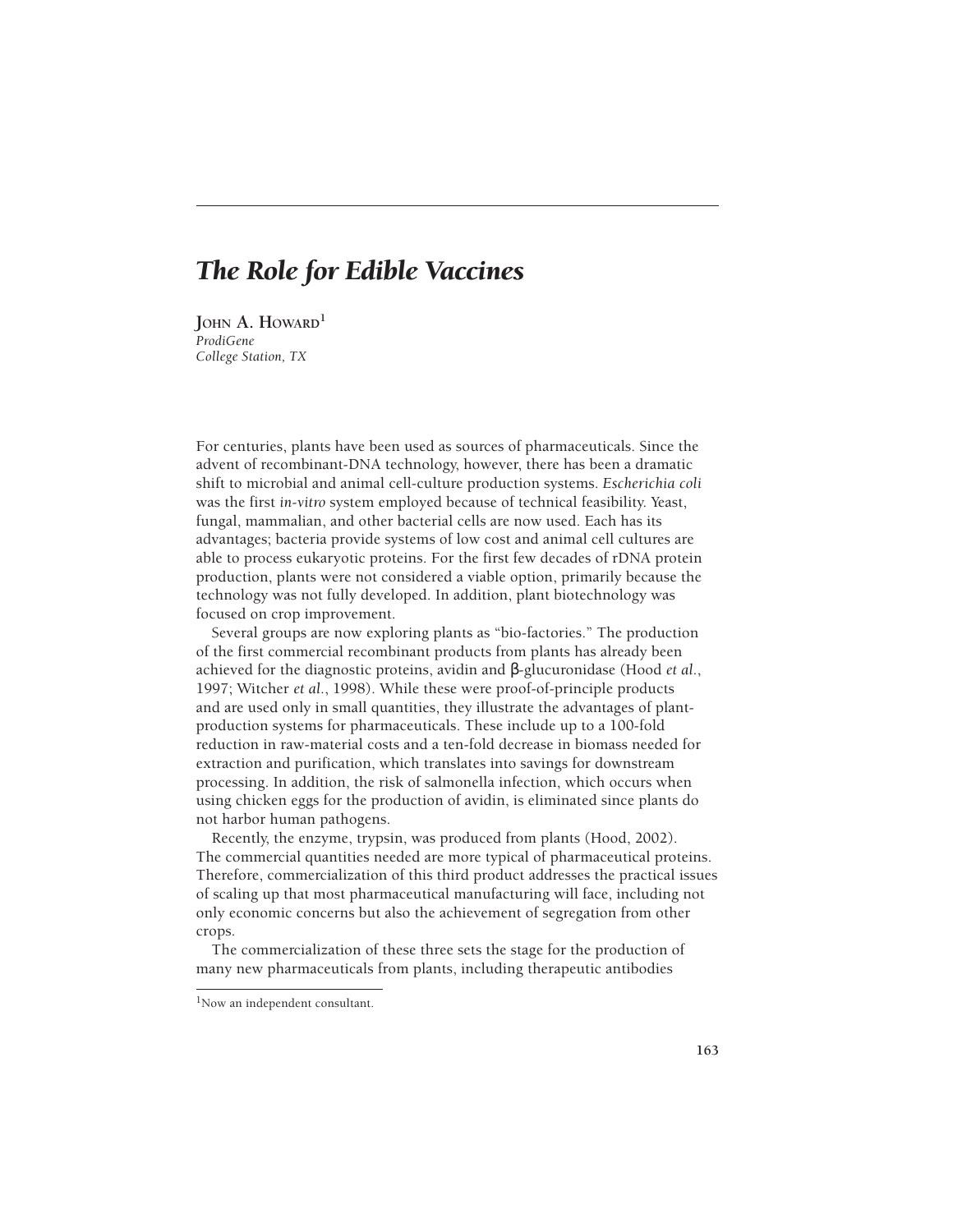# The Role for Edible Vaccines

**John A. Howard**[1]
*ProdiGene*
*College Station, TX*

For centuries, plants have been used as sources of pharmaceuticals. Since the advent of recombinant-DNA technology, however, there has been a dramatic shift to microbial and animal cell-culture production systems. *Escherichia coli* was the first *in-vitro* system employed because of technical feasibility. Yeast, fungal, mammalian, and other bacterial cells are now used. Each has its advantages; bacteria provide systems of low cost and animal cell cultures are able to process eukaryotic proteins. For the first few decades of rDNA protein production, plants were not considered a viable option, primarily because the technology was not fully developed. In addition, plant biotechnology was focused on crop improvement.

Several groups are now exploring plants as "bio-factories." The production of the first commercial recombinant products from plants has already been achieved for the diagnostic proteins, avidin and β-glucuronidase (Hood *et al.*, 1997; Witcher *et al.*, 1998). While these were proof-of-principle products and are used only in small quantities, they illustrate the advantages of plant-production systems for pharmaceuticals. These include up to a 100-fold reduction in raw-material costs and a ten-fold decrease in biomass needed for extraction and purification, which translates into savings for downstream processing. In addition, the risk of salmonella infection, which occurs when using chicken eggs for the production of avidin, is eliminated since plants do not harbor human pathogens.

Recently, the enzyme, trypsin, was produced from plants (Hood, 2002). The commercial quantities needed are more typical of pharmaceutical proteins. Therefore, commercialization of this third product addresses the practical issues of scaling up that most pharmaceutical manufacturing will face, including not only economic concerns but also the achievement of segregation from other crops.

The commercialization of these three sets the stage for the production of many new pharmaceuticals from plants, including therapeutic antibodies

[1]Now an independent consultant.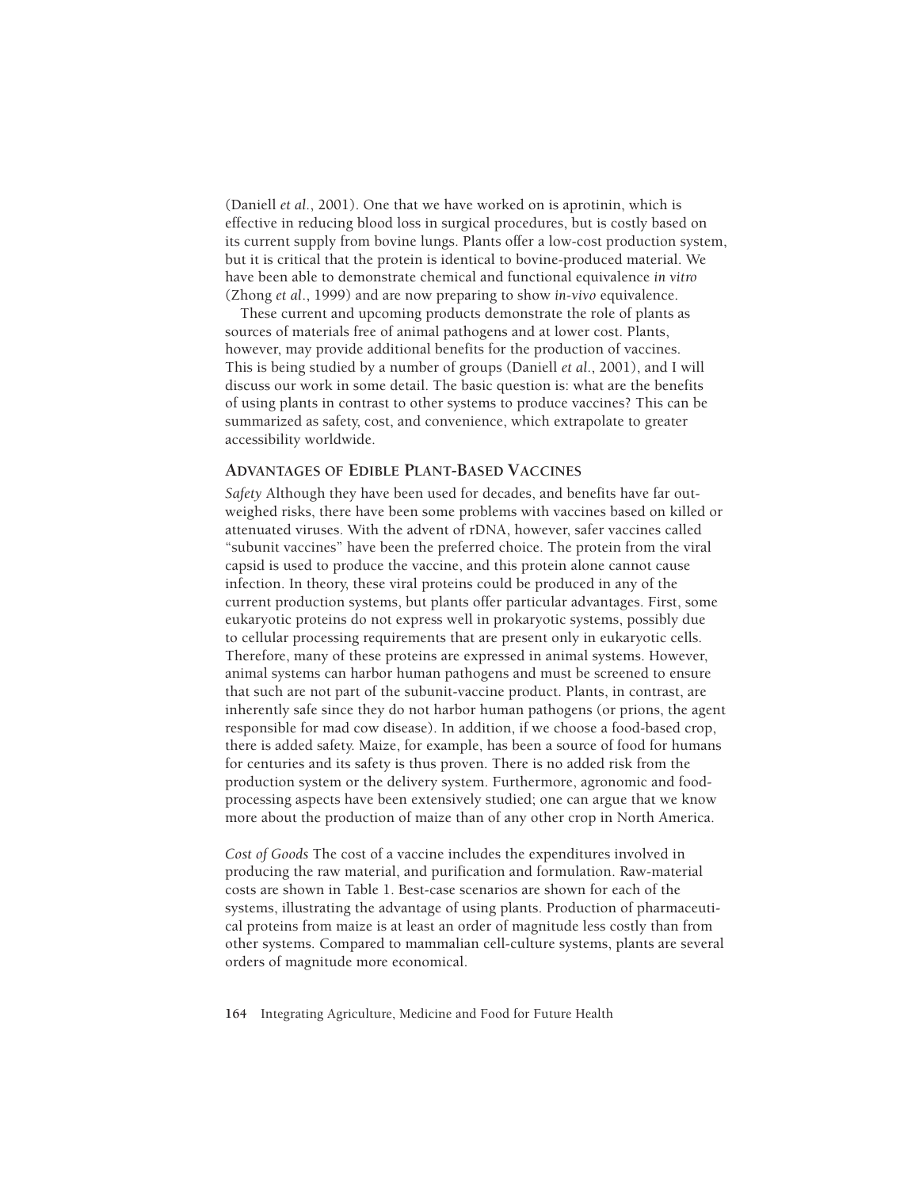(Daniell *et al*., 2001). One that we have worked on is aprotinin, which is effective in reducing blood loss in surgical procedures, but is costly based on its current supply from bovine lungs. Plants offer a low-cost production system, but it is critical that the protein is identical to bovine-produced material. We have been able to demonstrate chemical and functional equivalence *in vitro* (Zhong *et al*., 1999) and are now preparing to show *in-vivo* equivalence.

These current and upcoming products demonstrate the role of plants as sources of materials free of animal pathogens and at lower cost. Plants, however, may provide additional benefits for the production of vaccines. This is being studied by a number of groups (Daniell *et al*., 2001), and I will discuss our work in some detail. The basic question is: what are the benefits of using plants in contrast to other systems to produce vaccines? This can be summarized as safety, cost, and convenience, which extrapolate to greater accessibility worldwide.

## Advantages of Edible Plant-Based Vaccines

*Safety* Although they have been used for decades, and benefits have far outweighed risks, there have been some problems with vaccines based on killed or attenuated viruses. With the advent of rDNA, however, safer vaccines called "subunit vaccines" have been the preferred choice. The protein from the viral capsid is used to produce the vaccine, and this protein alone cannot cause infection. In theory, these viral proteins could be produced in any of the current production systems, but plants offer particular advantages. First, some eukaryotic proteins do not express well in prokaryotic systems, possibly due to cellular processing requirements that are present only in eukaryotic cells. Therefore, many of these proteins are expressed in animal systems. However, animal systems can harbor human pathogens and must be screened to ensure that such are not part of the subunit-vaccine product. Plants, in contrast, are inherently safe since they do not harbor human pathogens (or prions, the agent responsible for mad cow disease). In addition, if we choose a food-based crop, there is added safety. Maize, for example, has been a source of food for humans for centuries and its safety is thus proven. There is no added risk from the production system or the delivery system. Furthermore, agronomic and food-processing aspects have been extensively studied; one can argue that we know more about the production of maize than of any other crop in North America.

*Cost of Goods* The cost of a vaccine includes the expenditures involved in producing the raw material, and purification and formulation. Raw-material costs are shown in Table 1. Best-case scenarios are shown for each of the systems, illustrating the advantage of using plants. Production of pharmaceutical proteins from maize is at least an order of magnitude less costly than from other systems. Compared to mammalian cell-culture systems, plants are several orders of magnitude more economical.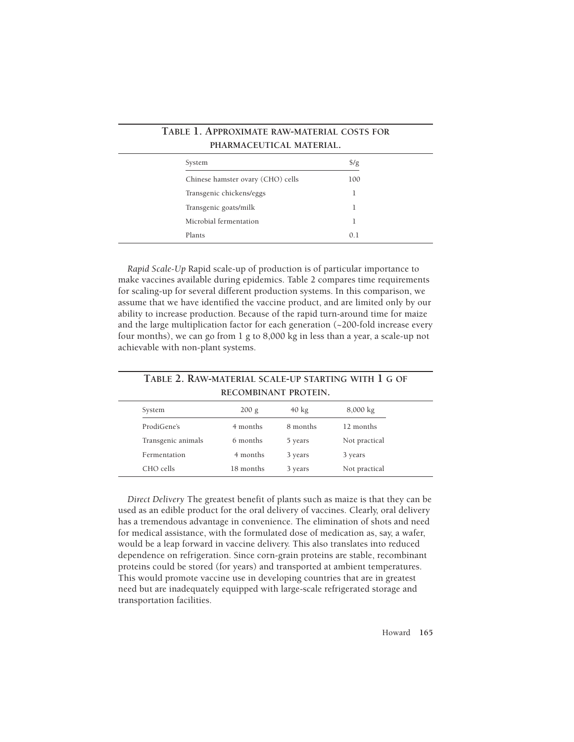**TABLE 1. APPROXIMATE RAW-MATERIAL COSTS FOR PHARMACEUTICAL MATERIAL.**

| System | \$/g |
|---|---|
| Chinese hamster ovary (CHO) cells | 100 |
| Transgenic chickens/eggs | 1 |
| Transgenic goats/milk | 1 |
| Microbial fermentation | 1 |
| Plants | 0.1 |

*Rapid Scale-Up* Rapid scale-up of production is of particular importance to make vaccines available during epidemics. Table 2 compares time requirements for scaling-up for several different production systems. In this comparison, we assume that we have identified the vaccine product, and are limited only by our ability to increase production. Because of the rapid turn-around time for maize and the large multiplication factor for each generation (~200-fold increase every four months), we can go from 1 g to 8,000 kg in less than a year, a scale-up not achievable with non-plant systems.

**TABLE 2. RAW-MATERIAL SCALE-UP STARTING WITH 1 G OF RECOMBINANT PROTEIN.**

| System | 200 g | 40 kg | 8,000 kg |
|---|---|---|---|
| ProdiGene's | 4 months | 8 months | 12 months |
| Transgenic animals | 6 months | 5 years | Not practical |
| Fermentation | 4 months | 3 years | 3 years |
| CHO cells | 18 months | 3 years | Not practical |

*Direct Delivery* The greatest benefit of plants such as maize is that they can be used as an edible product for the oral delivery of vaccines. Clearly, oral delivery has a tremendous advantage in convenience. The elimination of shots and need for medical assistance, with the formulated dose of medication as, say, a wafer, would be a leap forward in vaccine delivery. This also translates into reduced dependence on refrigeration. Since corn-grain proteins are stable, recombinant proteins could be stored (for years) and transported at ambient temperatures. This would promote vaccine use in developing countries that are in greatest need but are inadequately equipped with large-scale refrigerated storage and transportation facilities.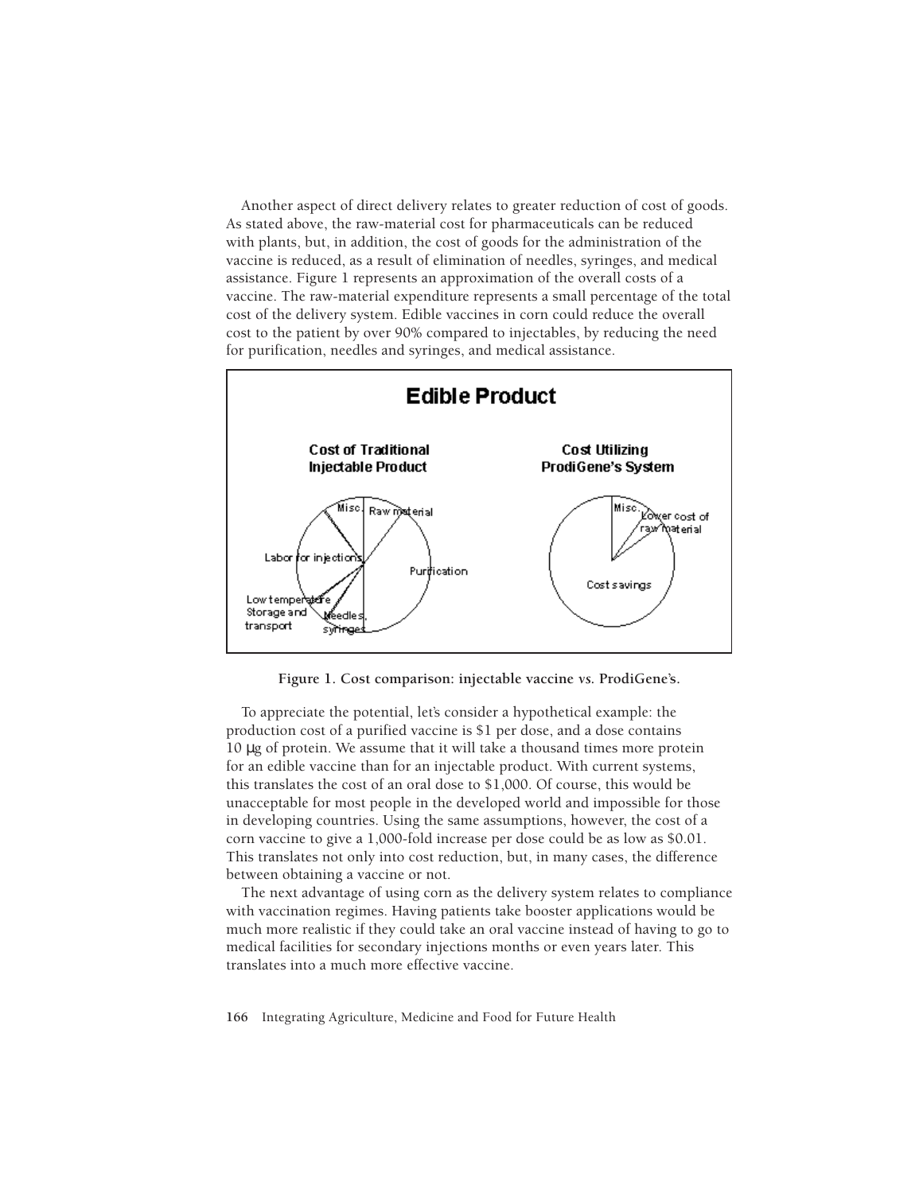Another aspect of direct delivery relates to greater reduction of cost of goods. As stated above, the raw-material cost for pharmaceuticals can be reduced with plants, but, in addition, the cost of goods for the administration of the vaccine is reduced, as a result of elimination of needles, syringes, and medical assistance. Figure 1 represents an approximation of the overall costs of a vaccine. The raw-material expenditure represents a small percentage of the total cost of the delivery system. Edible vaccines in corn could reduce the overall cost to the patient by over 90% compared to injectables, by reducing the need for purification, needles and syringes, and medical assistance.

**Figure 1. Cost comparison: injectable vaccine *vs.* ProdiGene's.**

To appreciate the potential, let's consider a hypothetical example: the production cost of a purified vaccine is \$1 per dose, and a dose contains 10 μg of protein. We assume that it will take a thousand times more protein for an edible vaccine than for an injectable product. With current systems, this translates the cost of an oral dose to \$1,000. Of course, this would be unacceptable for most people in the developed world and impossible for those in developing countries. Using the same assumptions, however, the cost of a corn vaccine to give a 1,000-fold increase per dose could be as low as \$0.01. This translates not only into cost reduction, but, in many cases, the difference between obtaining a vaccine or not.

The next advantage of using corn as the delivery system relates to compliance with vaccination regimes. Having patients take booster applications would be much more realistic if they could take an oral vaccine instead of having to go to medical facilities for secondary injections months or even years later. This translates into a much more effective vaccine.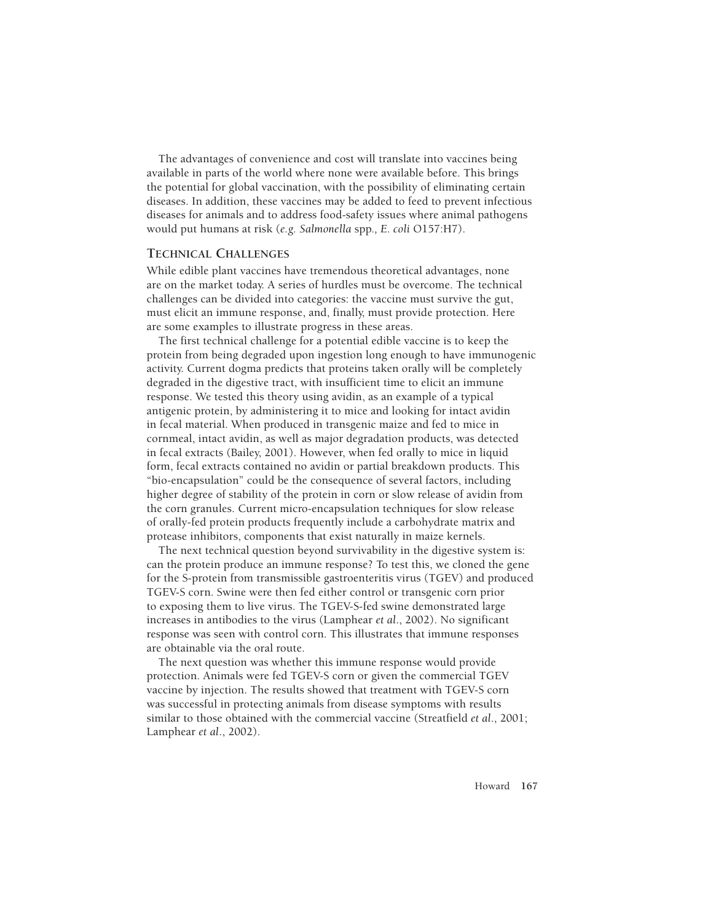The advantages of convenience and cost will translate into vaccines being available in parts of the world where none were available before. This brings the potential for global vaccination, with the possibility of eliminating certain diseases. In addition, these vaccines may be added to feed to prevent infectious diseases for animals and to address food-safety issues where animal pathogens would put humans at risk (*e.g. Salmonella* spp.*, E. coli* O157:H7).

## TECHNICAL CHALLENGES

While edible plant vaccines have tremendous theoretical advantages, none are on the market today. A series of hurdles must be overcome. The technical challenges can be divided into categories: the vaccine must survive the gut, must elicit an immune response, and, finally, must provide protection. Here are some examples to illustrate progress in these areas.

The first technical challenge for a potential edible vaccine is to keep the protein from being degraded upon ingestion long enough to have immunogenic activity. Current dogma predicts that proteins taken orally will be completely degraded in the digestive tract, with insufficient time to elicit an immune response. We tested this theory using avidin, as an example of a typical antigenic protein, by administering it to mice and looking for intact avidin in fecal material. When produced in transgenic maize and fed to mice in cornmeal, intact avidin, as well as major degradation products, was detected in fecal extracts (Bailey, 2001). However, when fed orally to mice in liquid form, fecal extracts contained no avidin or partial breakdown products. This "bio-encapsulation" could be the consequence of several factors, including higher degree of stability of the protein in corn or slow release of avidin from the corn granules. Current micro-encapsulation techniques for slow release of orally-fed protein products frequently include a carbohydrate matrix and protease inhibitors, components that exist naturally in maize kernels.

The next technical question beyond survivability in the digestive system is: can the protein produce an immune response? To test this, we cloned the gene for the S-protein from transmissible gastroenteritis virus (TGEV) and produced TGEV-S corn. Swine were then fed either control or transgenic corn prior to exposing them to live virus. The TGEV-S-fed swine demonstrated large increases in antibodies to the virus (Lamphear *et al*., 2002). No significant response was seen with control corn. This illustrates that immune responses are obtainable via the oral route.

The next question was whether this immune response would provide protection. Animals were fed TGEV-S corn or given the commercial TGEV vaccine by injection. The results showed that treatment with TGEV-S corn was successful in protecting animals from disease symptoms with results similar to those obtained with the commercial vaccine (Streatfield *et al*., 2001; Lamphear *et al*., 2002).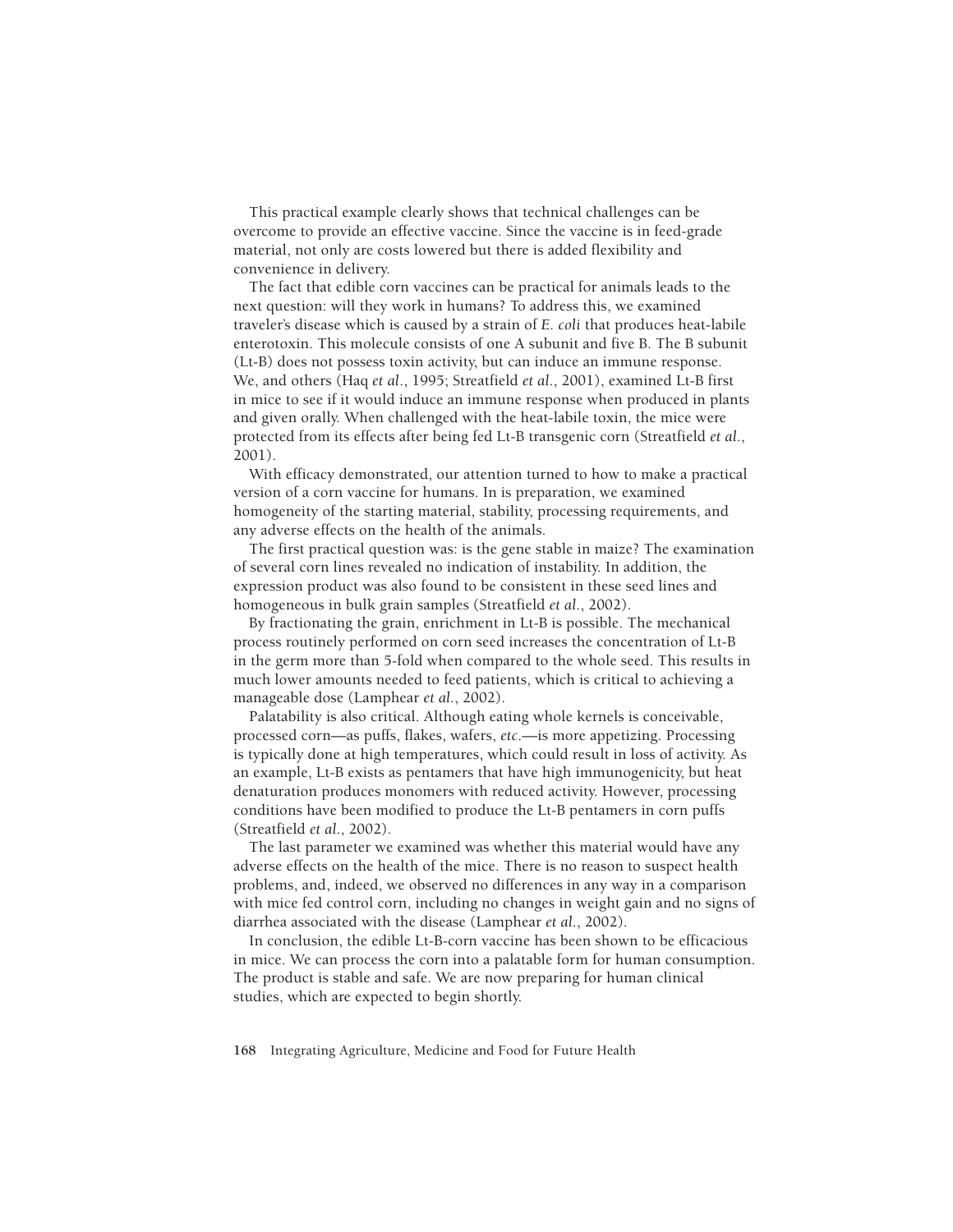This practical example clearly shows that technical challenges can be overcome to provide an effective vaccine. Since the vaccine is in feed-grade material, not only are costs lowered but there is added flexibility and convenience in delivery.

The fact that edible corn vaccines can be practical for animals leads to the next question: will they work in humans? To address this, we examined traveler's disease which is caused by a strain of *E. coli* that produces heat-labile enterotoxin. This molecule consists of one A subunit and five B. The B subunit (Lt-B) does not possess toxin activity, but can induce an immune response. We, and others (Haq *et al.*, 1995; Streatfield *et al.*, 2001), examined Lt-B first in mice to see if it would induce an immune response when produced in plants and given orally. When challenged with the heat-labile toxin, the mice were protected from its effects after being fed Lt-B transgenic corn (Streatfield *et al.*, 2001).

With efficacy demonstrated, our attention turned to how to make a practical version of a corn vaccine for humans. In is preparation, we examined homogeneity of the starting material, stability, processing requirements, and any adverse effects on the health of the animals.

The first practical question was: is the gene stable in maize? The examination of several corn lines revealed no indication of instability. In addition, the expression product was also found to be consistent in these seed lines and homogeneous in bulk grain samples (Streatfield *et al.*, 2002).

By fractionating the grain, enrichment in Lt-B is possible. The mechanical process routinely performed on corn seed increases the concentration of Lt-B in the germ more than 5-fold when compared to the whole seed. This results in much lower amounts needed to feed patients, which is critical to achieving a manageable dose (Lamphear *et al.*, 2002).

Palatability is also critical. Although eating whole kernels is conceivable, processed corn—as puffs, flakes, wafers, *etc.*—is more appetizing. Processing is typically done at high temperatures, which could result in loss of activity. As an example, Lt-B exists as pentamers that have high immunogenicity, but heat denaturation produces monomers with reduced activity. However, processing conditions have been modified to produce the Lt-B pentamers in corn puffs (Streatfield *et al.*, 2002).

The last parameter we examined was whether this material would have any adverse effects on the health of the mice. There is no reason to suspect health problems, and, indeed, we observed no differences in any way in a comparison with mice fed control corn, including no changes in weight gain and no signs of diarrhea associated with the disease (Lamphear *et al.*, 2002).

In conclusion, the edible Lt-B-corn vaccine has been shown to be efficacious in mice. We can process the corn into a palatable form for human consumption. The product is stable and safe. We are now preparing for human clinical studies, which are expected to begin shortly.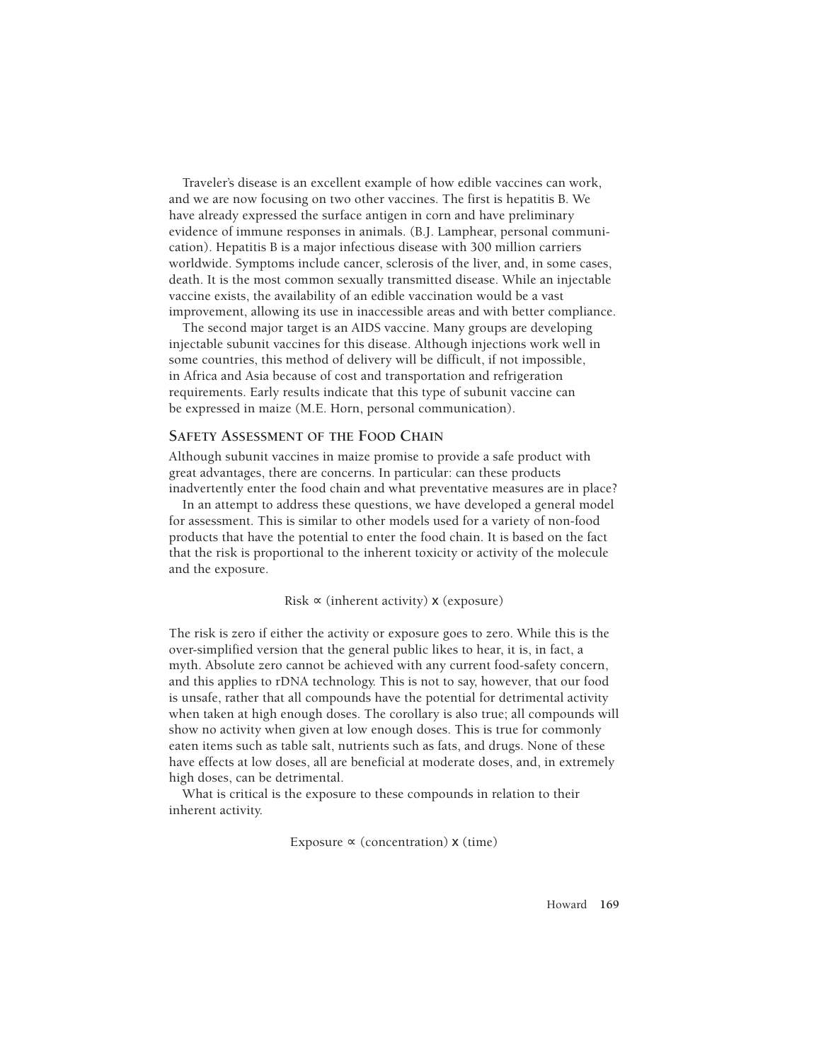Traveler's disease is an excellent example of how edible vaccines can work, and we are now focusing on two other vaccines. The first is hepatitis B. We have already expressed the surface antigen in corn and have preliminary evidence of immune responses in animals. (B.J. Lamphear, personal communication). Hepatitis B is a major infectious disease with 300 million carriers worldwide. Symptoms include cancer, sclerosis of the liver, and, in some cases, death. It is the most common sexually transmitted disease. While an injectable vaccine exists, the availability of an edible vaccination would be a vast improvement, allowing its use in inaccessible areas and with better compliance.

The second major target is an AIDS vaccine. Many groups are developing injectable subunit vaccines for this disease. Although injections work well in some countries, this method of delivery will be difficult, if not impossible, in Africa and Asia because of cost and transportation and refrigeration requirements. Early results indicate that this type of subunit vaccine can be expressed in maize (M.E. Horn, personal communication).

## Safety Assessment of the Food Chain

Although subunit vaccines in maize promise to provide a safe product with great advantages, there are concerns. In particular: can these products inadvertently enter the food chain and what preventative measures are in place?

In an attempt to address these questions, we have developed a general model for assessment. This is similar to other models used for a variety of non-food products that have the potential to enter the food chain. It is based on the fact that the risk is proportional to the inherent toxicity or activity of the molecule and the exposure.

$$\text{Risk} \propto (\text{inherent activity}) \times (\text{exposure})$$

The risk is zero if either the activity or exposure goes to zero. While this is the over-simplified version that the general public likes to hear, it is, in fact, a myth. Absolute zero cannot be achieved with any current food-safety concern, and this applies to rDNA technology. This is not to say, however, that our food is unsafe, rather that all compounds have the potential for detrimental activity when taken at high enough doses. The corollary is also true; all compounds will show no activity when given at low enough doses. This is true for commonly eaten items such as table salt, nutrients such as fats, and drugs. None of these have effects at low doses, all are beneficial at moderate doses, and, in extremely high doses, can be detrimental.

What is critical is the exposure to these compounds in relation to their inherent activity.

$$\text{Exposure} \propto (\text{concentration}) \times (\text{time})$$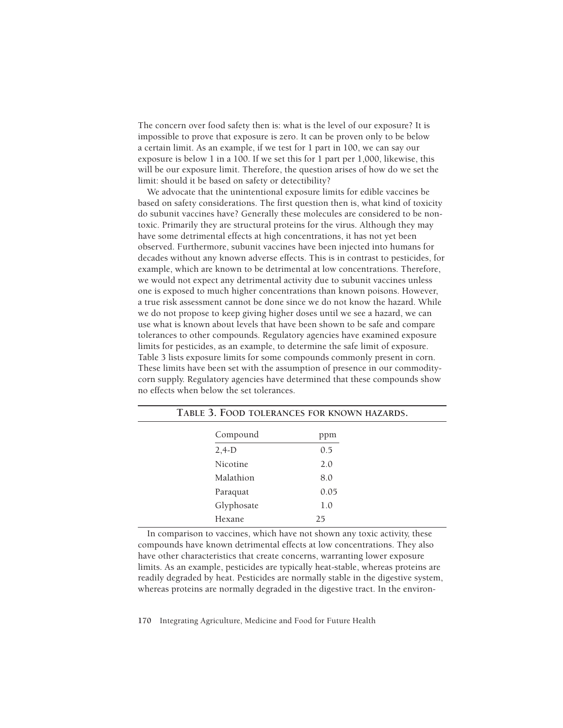The concern over food safety then is: what is the level of our exposure? It is impossible to prove that exposure is zero. It can be proven only to be below a certain limit. As an example, if we test for 1 part in 100, we can say our exposure is below 1 in a 100. If we set this for 1 part per 1,000, likewise, this will be our exposure limit. Therefore, the question arises of how do we set the limit: should it be based on safety or detectibility?

We advocate that the unintentional exposure limits for edible vaccines be based on safety considerations. The first question then is, what kind of toxicity do subunit vaccines have? Generally these molecules are considered to be non-toxic. Primarily they are structural proteins for the virus. Although they may have some detrimental effects at high concentrations, it has not yet been observed. Furthermore, subunit vaccines have been injected into humans for decades without any known adverse effects. This is in contrast to pesticides, for example, which are known to be detrimental at low concentrations. Therefore, we would not expect any detrimental activity due to subunit vaccines unless one is exposed to much higher concentrations than known poisons. However, a true risk assessment cannot be done since we do not know the hazard. While we do not propose to keep giving higher doses until we see a hazard, we can use what is known about levels that have been shown to be safe and compare tolerances to other compounds. Regulatory agencies have examined exposure limits for pesticides, as an example, to determine the safe limit of exposure. Table 3 lists exposure limits for some compounds commonly present in corn. These limits have been set with the assumption of presence in our commodity-corn supply. Regulatory agencies have determined that these compounds show no effects when below the set tolerances.

**TABLE 3. FOOD TOLERANCES FOR KNOWN HAZARDS.**

| Compound | ppm |
|---|---|
| 2,4-D | 0.5 |
| Nicotine | 2.0 |
| Malathion | 8.0 |
| Paraquat | 0.05 |
| Glyphosate | 1.0 |
| Hexane | 25 |

In comparison to vaccines, which have not shown any toxic activity, these compounds have known detrimental effects at low concentrations. They also have other characteristics that create concerns, warranting lower exposure limits. As an example, pesticides are typically heat-stable, whereas proteins are readily degraded by heat. Pesticides are normally stable in the digestive system, whereas proteins are normally degraded in the digestive tract. In the environ-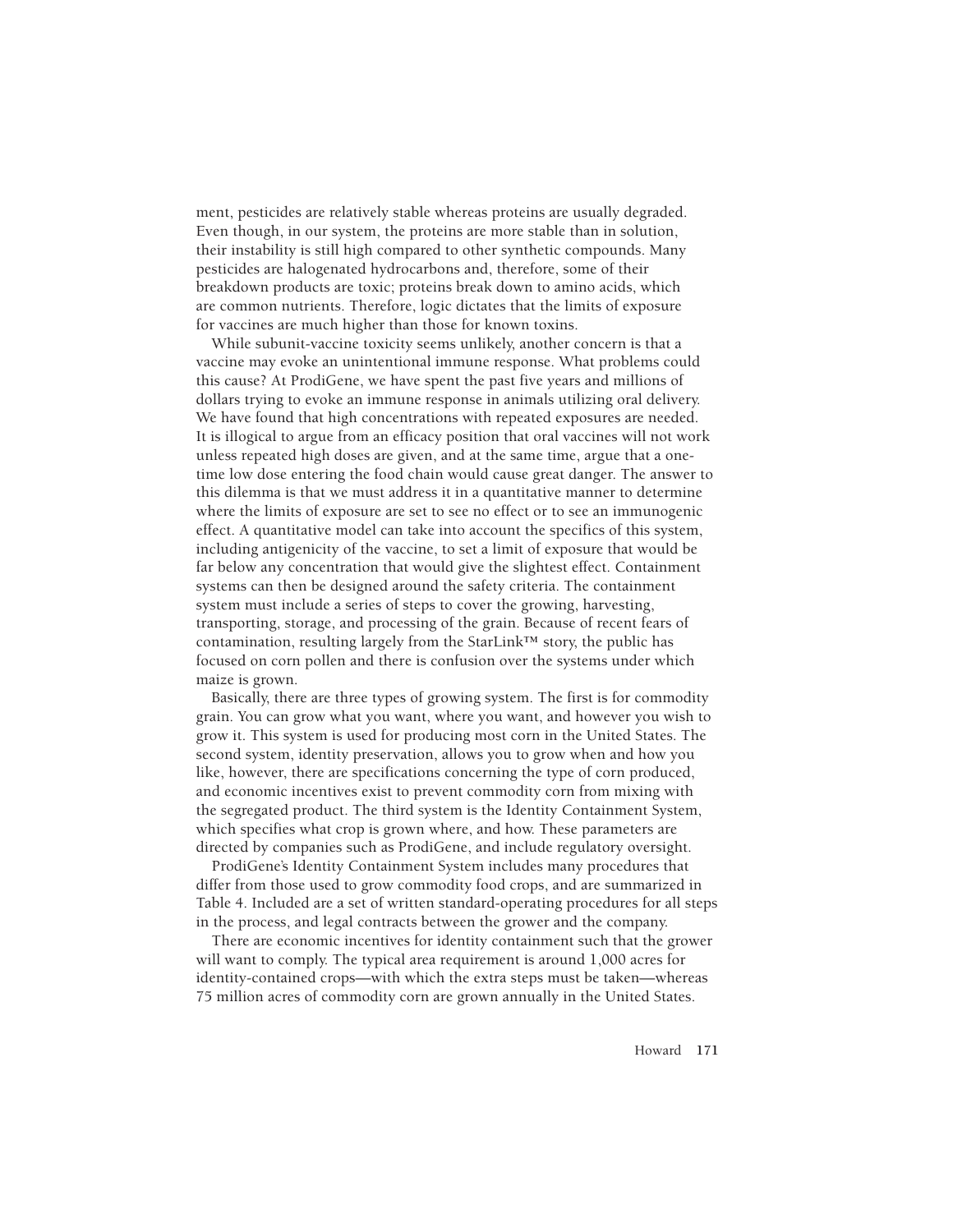ment, pesticides are relatively stable whereas proteins are usually degraded. Even though, in our system, the proteins are more stable than in solution, their instability is still high compared to other synthetic compounds. Many pesticides are halogenated hydrocarbons and, therefore, some of their breakdown products are toxic; proteins break down to amino acids, which are common nutrients. Therefore, logic dictates that the limits of exposure for vaccines are much higher than those for known toxins.

While subunit-vaccine toxicity seems unlikely, another concern is that a vaccine may evoke an unintentional immune response. What problems could this cause? At ProdiGene, we have spent the past five years and millions of dollars trying to evoke an immune response in animals utilizing oral delivery. We have found that high concentrations with repeated exposures are needed. It is illogical to argue from an efficacy position that oral vaccines will not work unless repeated high doses are given, and at the same time, argue that a one-time low dose entering the food chain would cause great danger. The answer to this dilemma is that we must address it in a quantitative manner to determine where the limits of exposure are set to see no effect or to see an immunogenic effect. A quantitative model can take into account the specifics of this system, including antigenicity of the vaccine, to set a limit of exposure that would be far below any concentration that would give the slightest effect. Containment systems can then be designed around the safety criteria. The containment system must include a series of steps to cover the growing, harvesting, transporting, storage, and processing of the grain. Because of recent fears of contamination, resulting largely from the StarLink™ story, the public has focused on corn pollen and there is confusion over the systems under which maize is grown.

Basically, there are three types of growing system. The first is for commodity grain. You can grow what you want, where you want, and however you wish to grow it. This system is used for producing most corn in the United States. The second system, identity preservation, allows you to grow when and how you like, however, there are specifications concerning the type of corn produced, and economic incentives exist to prevent commodity corn from mixing with the segregated product. The third system is the Identity Containment System, which specifies what crop is grown where, and how. These parameters are directed by companies such as ProdiGene, and include regulatory oversight.

ProdiGene's Identity Containment System includes many procedures that differ from those used to grow commodity food crops, and are summarized in Table 4. Included are a set of written standard-operating procedures for all steps in the process, and legal contracts between the grower and the company.

There are economic incentives for identity containment such that the grower will want to comply. The typical area requirement is around 1,000 acres for identity-contained crops—with which the extra steps must be taken—whereas 75 million acres of commodity corn are grown annually in the United States.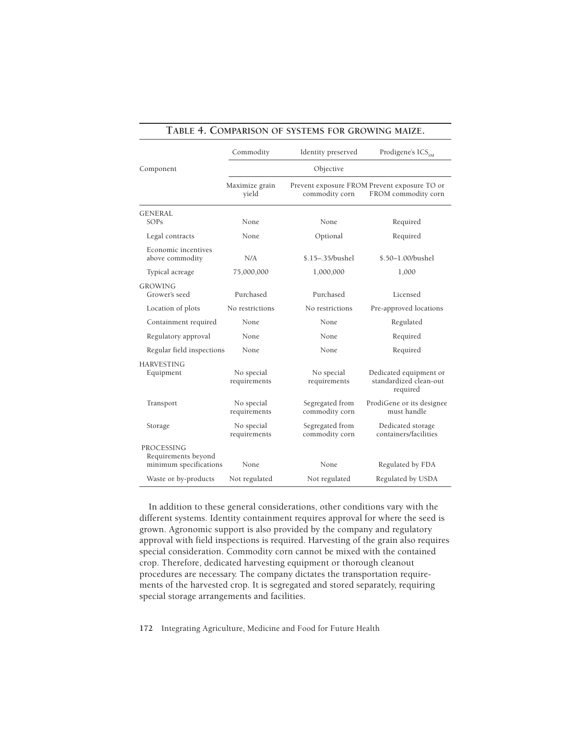**TABLE 4. COMPARISON OF SYSTEMS FOR GROWING MAIZE.**

| Component | Commodity | Identity preserved | Prodigene's $ICS_{SM}$ |
|---|---|---|---|
| | Objective | | |
| | Maximize grain yield | Prevent exposure FROM commodity corn | Prevent exposure TO or FROM commodity corn |
| GENERAL | | | |
| SOPs | None | None | Required |
| Legal contracts | None | Optional | Required |
| Economic incentives above commodity | N/A | $.15–.35/bushel | $.50–1.00/bushel |
| Typical acreage | 75,000,000 | 1,000,000 | 1,000 |
| GROWING | | | |
| Grower's seed | Purchased | Purchased | Licensed |
| Location of plots | No restrictions | No restrictions | Pre-approved locations |
| Containment required | None | None | Regulated |
| Regulatory approval | None | None | Required |
| Regular field inspections | None | None | Required |
| HARVESTING | | | |
| Equipment | No special requirements | No special requirements | Dedicated equipment or standardized clean-out required |
| Transport | No special requirements | Segregated from commodity corn | ProdiGene or its designee must handle |
| Storage | No special requirements | Segregated from commodity corn | Dedicated storage containers/facilities |
| PROCESSING | | | |
| Requirements beyond minimum specifications | None | None | Regulated by FDA |
| Waste or by-products | Not regulated | Not regulated | Regulated by USDA |

In addition to these general considerations, other conditions vary with the different systems. Identity containment requires approval for where the seed is grown. Agronomic support is also provided by the company and regulatory approval with field inspections is required. Harvesting of the grain also requires special consideration. Commodity corn cannot be mixed with the contained crop. Therefore, dedicated harvesting equipment or thorough cleanout procedures are necessary. The company dictates the transportation requirements of the harvested crop. It is segregated and stored separately, requiring special storage arrangements and facilities.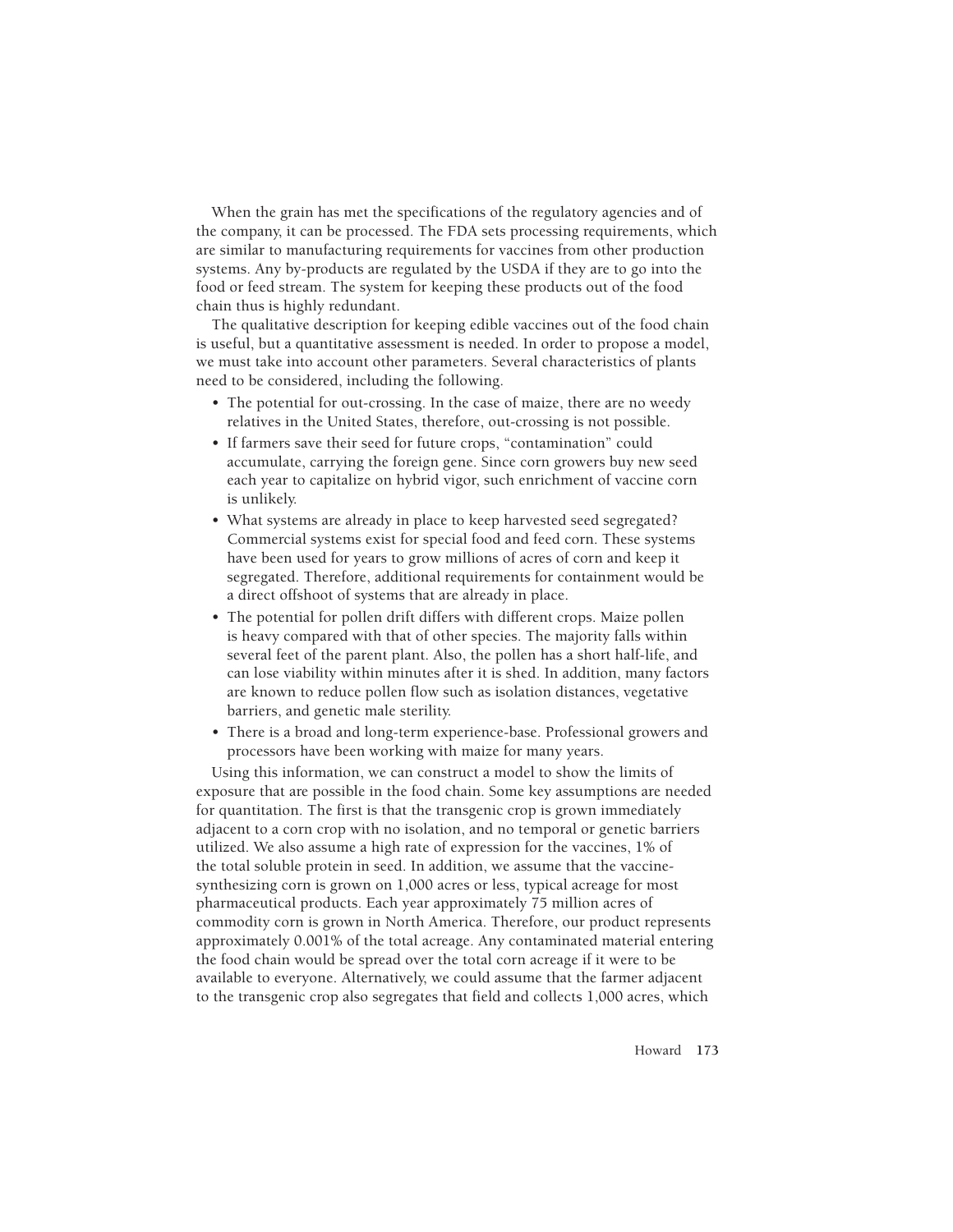When the grain has met the specifications of the regulatory agencies and of the company, it can be processed. The FDA sets processing requirements, which are similar to manufacturing requirements for vaccines from other production systems. Any by-products are regulated by the USDA if they are to go into the food or feed stream. The system for keeping these products out of the food chain thus is highly redundant.

The qualitative description for keeping edible vaccines out of the food chain is useful, but a quantitative assessment is needed. In order to propose a model, we must take into account other parameters. Several characteristics of plants need to be considered, including the following.

- The potential for out-crossing. In the case of maize, there are no weedy relatives in the United States, therefore, out-crossing is not possible.
- If farmers save their seed for future crops, "contamination" could accumulate, carrying the foreign gene. Since corn growers buy new seed each year to capitalize on hybrid vigor, such enrichment of vaccine corn is unlikely.
- What systems are already in place to keep harvested seed segregated? Commercial systems exist for special food and feed corn. These systems have been used for years to grow millions of acres of corn and keep it segregated. Therefore, additional requirements for containment would be a direct offshoot of systems that are already in place.
- The potential for pollen drift differs with different crops. Maize pollen is heavy compared with that of other species. The majority falls within several feet of the parent plant. Also, the pollen has a short half-life, and can lose viability within minutes after it is shed. In addition, many factors are known to reduce pollen flow such as isolation distances, vegetative barriers, and genetic male sterility.
- There is a broad and long-term experience-base. Professional growers and processors have been working with maize for many years.

Using this information, we can construct a model to show the limits of exposure that are possible in the food chain. Some key assumptions are needed for quantitation. The first is that the transgenic crop is grown immediately adjacent to a corn crop with no isolation, and no temporal or genetic barriers utilized. We also assume a high rate of expression for the vaccines, 1% of the total soluble protein in seed. In addition, we assume that the vaccine-synthesizing corn is grown on 1,000 acres or less, typical acreage for most pharmaceutical products. Each year approximately 75 million acres of commodity corn is grown in North America. Therefore, our product represents approximately 0.001% of the total acreage. Any contaminated material entering the food chain would be spread over the total corn acreage if it were to be available to everyone. Alternatively, we could assume that the farmer adjacent to the transgenic crop also segregates that field and collects 1,000 acres, which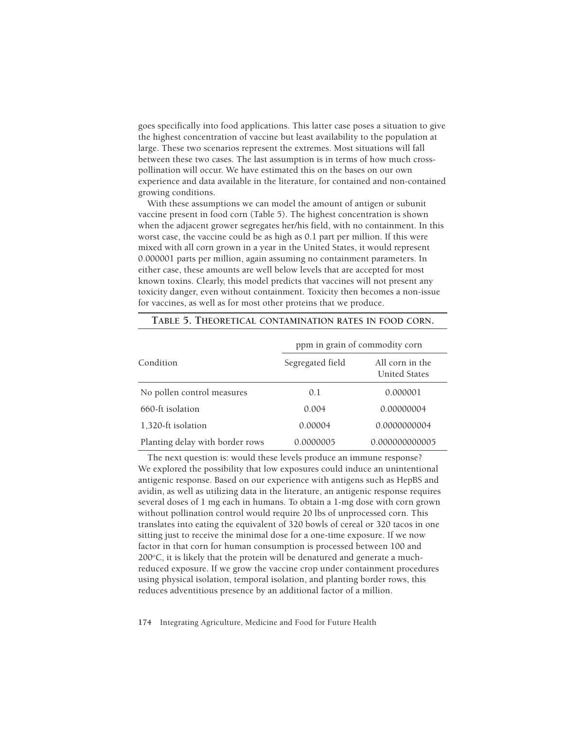goes specifically into food applications. This latter case poses a situation to give the highest concentration of vaccine but least availability to the population at large. These two scenarios represent the extremes. Most situations will fall between these two cases. The last assumption is in terms of how much cross-pollination will occur. We have estimated this on the bases on our own experience and data available in the literature, for contained and non-contained growing conditions.

With these assumptions we can model the amount of antigen or subunit vaccine present in food corn (Table 5). The highest concentration is shown when the adjacent grower segregates her/his field, with no containment. In this worst case, the vaccine could be as high as 0.1 part per million. If this were mixed with all corn grown in a year in the United States, it would represent 0.000001 parts per million, again assuming no containment parameters. In either case, these amounts are well below levels that are accepted for most known toxins. Clearly, this model predicts that vaccines will not present any toxicity danger, even without containment. Toxicity then becomes a non-issue for vaccines, as well as for most other proteins that we produce.

**TABLE 5. THEORETICAL CONTAMINATION RATES IN FOOD CORN.**

| Condition | ppm in grain of commodity corn | |
|---|---|---|
| | Segregated field | All corn in the United States |
| No pollen control measures | 0.1 | 0.000001 |
| 660-ft isolation | 0.004 | 0.00000004 |
| 1,320-ft isolation | 0.00004 | 0.0000000004 |
| Planting delay with border rows | 0.0000005 | 0.000000000005 |

The next question is: would these levels produce an immune response? We explored the possibility that low exposures could induce an unintentional antigenic response. Based on our experience with antigens such as HepBS and avidin, as well as utilizing data in the literature, an antigenic response requires several doses of 1 mg each in humans. To obtain a 1-mg dose with corn grown without pollination control would require 20 lbs of unprocessed corn. This translates into eating the equivalent of 320 bowls of cereal or 320 tacos in one sitting just to receive the minimal dose for a one-time exposure. If we now factor in that corn for human consumption is processed between 100 and 200°C, it is likely that the protein will be denatured and generate a much-reduced exposure. If we grow the vaccine crop under containment procedures using physical isolation, temporal isolation, and planting border rows, this reduces adventitious presence by an additional factor of a million.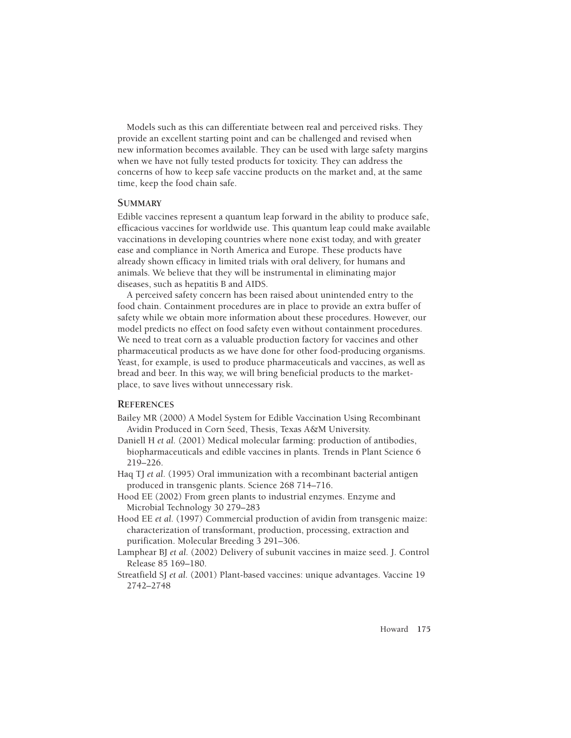Models such as this can differentiate between real and perceived risks. They provide an excellent starting point and can be challenged and revised when new information becomes available. They can be used with large safety margins when we have not fully tested products for toxicity. They can address the concerns of how to keep safe vaccine products on the market and, at the same time, keep the food chain safe.

## Summary

Edible vaccines represent a quantum leap forward in the ability to produce safe, efficacious vaccines for worldwide use. This quantum leap could make available vaccinations in developing countries where none exist today, and with greater ease and compliance in North America and Europe. These products have already shown efficacy in limited trials with oral delivery, for humans and animals. We believe that they will be instrumental in eliminating major diseases, such as hepatitis B and AIDS.

A perceived safety concern has been raised about unintended entry to the food chain. Containment procedures are in place to provide an extra buffer of safety while we obtain more information about these procedures. However, our model predicts no effect on food safety even without containment procedures. We need to treat corn as a valuable production factory for vaccines and other pharmaceutical products as we have done for other food-producing organisms. Yeast, for example, is used to produce pharmaceuticals and vaccines, as well as bread and beer. In this way, we will bring beneficial products to the marketplace, to save lives without unnecessary risk.

## References

Bailey MR (2000) A Model System for Edible Vaccination Using Recombinant Avidin Produced in Corn Seed, Thesis, Texas A&M University.

Daniell H *et al.* (2001) Medical molecular farming: production of antibodies, biopharmaceuticals and edible vaccines in plants. Trends in Plant Science 6 219–226.

Haq TJ *et al.* (1995) Oral immunization with a recombinant bacterial antigen produced in transgenic plants. Science 268 714–716.

Hood EE (2002) From green plants to industrial enzymes. Enzyme and Microbial Technology 30 279–283

Hood EE *et al.* (1997) Commercial production of avidin from transgenic maize: characterization of transformant, production, processing, extraction and purification. Molecular Breeding 3 291–306.

Lamphear BJ *et al.* (2002) Delivery of subunit vaccines in maize seed. J. Control Release 85 169–180.

Streatfield SJ *et al.* (2001) Plant-based vaccines: unique advantages. Vaccine 19 2742–2748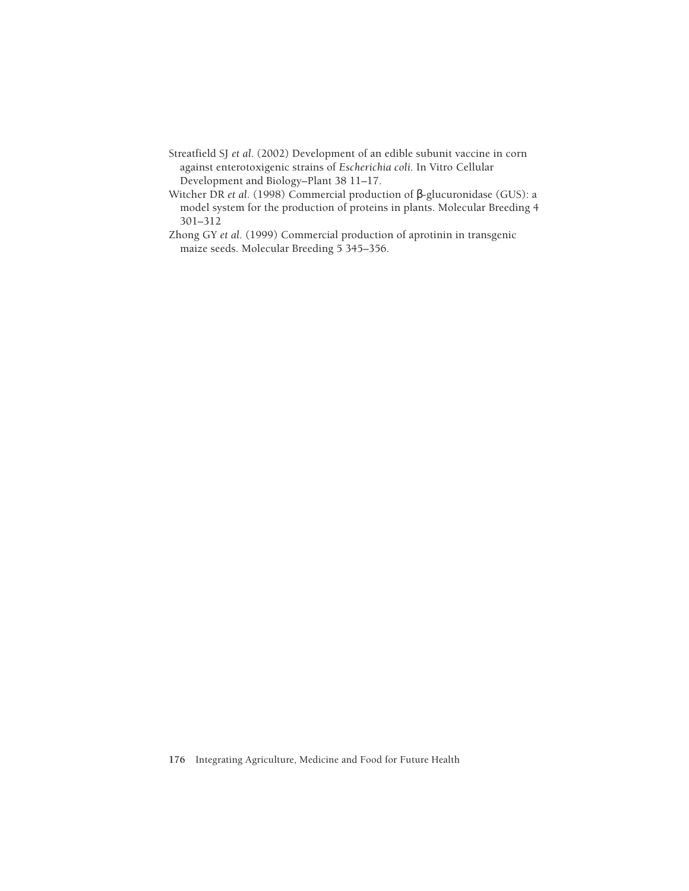Streatfield SJ *et al.* (2002) Development of an edible subunit vaccine in corn against enterotoxigenic strains of *Escherichia coli*. In Vitro Cellular Development and Biology–Plant 38 11–17.

Witcher DR *et al.* (1998) Commercial production of β-glucuronidase (GUS): a model system for the production of proteins in plants. Molecular Breeding 4 301–312

Zhong GY *et al.* (1999) Commercial production of aprotinin in transgenic maize seeds. Molecular Breeding 5 345–356.